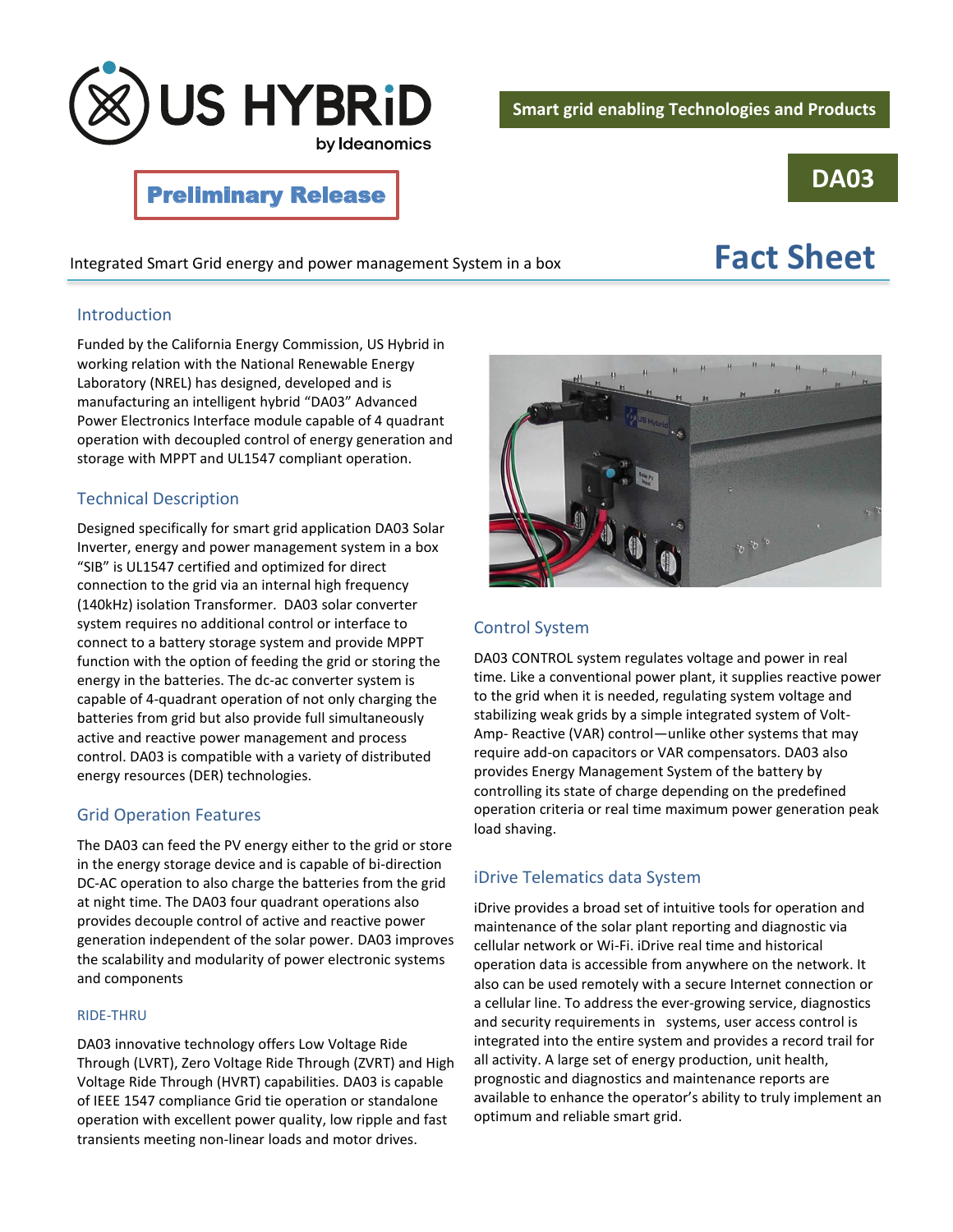US HYBRiD by Ideanomics

**Smart grid enabling Technologies and Products**

**Preliminary Release**

# DA03

Integrated Smart Grid energy and power management System in a box

# Fact Sheet

## Introduction

Funded by the California Energy Commission, US Hybrid in working relation with the National Renewable Energy Laboratory (NREL) has designed, developed and is manufacturing an intelligent hybrid "DA03" Advanced Power Electronics Interface module capable of 4 quadrant operation with decoupled control of energy generation and storage with MPPT and UL1547 compliant operation.

## Technical Description

Designed specifically for smart grid application DA03 Solar Inverter, energy and power management system in a box "SIB" is UL1547 certified and optimized for direct connection to the grid via an internal high frequency (140kHz) isolation Transformer. DA03 solar converter system requires no additional control or interface to connect to a battery storage system and provide MPPT function with the option of feeding the grid or storing the energy in the batteries. The dc-ac converter system is capable of 4-quadrant operation of not only charging the batteries from grid but also provide full simultaneously active and reactive power management and process control. DA03 is compatible with a variety of distributed energy resources (DER) technologies.

## Grid Operation Features

The DA03 can feed the PV energy either to the grid or store in the energy storage device and is capable of bi-direction DC-AC operation to also charge the batteries from the grid at night time. The DA03 four quadrant operations also provides decouple control of active and reactive power generation independent of the solar power. DA03 improves the scalability and modularity of power electronic systems and components

### RIDE-THRU

DA03 innovative technology offers Low Voltage Ride Through (LVRT), Zero Voltage Ride Through (ZVRT) and High Voltage Ride Through (HVRT) capabilities. DA03 is capable of IEEE 1547 compliance Grid tie operation or standalone operation with excellent power quality, low ripple and fast transients meeting non-linear loads and motor drives.

## Control System

DA03 CONTROL system regulates voltage and power in real time. Like a conventional power plant, it supplies reactive power to the grid when it is needed, regulating system voltage and stabilizing weak grids by a simple integrated system of Volt-Amp- Reactive (VAR) control—unlike other systems that may require add-on capacitors or VAR compensators. DA03 also provides Energy Management System of the battery by controlling its state of charge depending on the predefined operation criteria or real time maximum power generation peak load shaving.

## iDrive Telematics data System

iDrive provides a broad set of intuitive tools for operation and maintenance of the solar plant reporting and diagnostic via cellular network or Wi-Fi. iDrive real time and historical operation data is accessible from anywhere on the network. It also can be used remotely with a secure Internet connection or a cellular line. To address the ever-growing service, diagnostics and security requirements in systems, user access control is integrated into the entire system and provides a record trail for all activity. A large set of energy production, unit health, prognostic and diagnostics and maintenance reports are available to enhance the operator's ability to truly implement an optimum and reliable smart grid.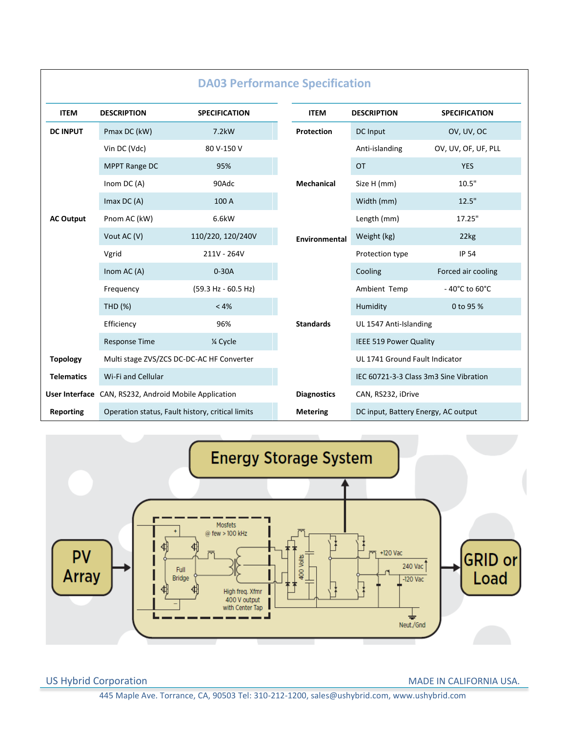## DA03 Performance Specification

| ITEM | DESCRIPTION | SPECIFICATION |
|---|---|---|
| DC INPUT | Pmax DC (kW) | 7.2kW |
| | Vin DC (Vdc) | 80 V-150 V |
| | MPPT Range DC | 95% |
| | Inom DC (A) | 90Adc |
| | Imax DC (A) | 100 A |
| AC Output | Pnom AC (kW) | 6.6kW |
| | Vout AC (V) | 110/220, 120/240V |
| | Vgrid | 211V - 264V |
| | Inom AC (A) | 0-30A |
| | Frequency | (59.3 Hz - 60.5 Hz) |
| | THD (%) | < 4% |
| | Efficiency | 96% |
| | Response Time | ¼ Cycle |
| Topology | Multi stage ZVS/ZCS DC-DC-AC HF Converter | |
| Telematics | Wi-Fi and Cellular | |
| User Interface | CAN, RS232, Android Mobile Application | |
| Reporting | Operation status, Fault history, critical limits | |

| ITEM | DESCRIPTION | SPECIFICATION |
|---|---|---|
| Protection | DC Input | OV, UV, OC |
| | Anti-islanding | OV, UV, OF, UF, PLL |
| | OT | YES |
| Mechanical | Size H (mm) | 10.5" |
| | Width (mm) | 12.5" |
| | Length (mm) | 17.25" |
| Environmental | Weight (kg) | 22kg |
| | Protection type | IP 54 |
| | Cooling | Forced air cooling |
| | Ambient Temp | - 40°C to 60°C |
| | Humidity | 0 to 95 % |
| Standards | UL 1547 Anti-Islanding | |
| | IEEE 519 Power Quality | |
| | UL 1741 Ground Fault Indicator | |
| | IEC 60721-3-3 Class 3m3 Sine Vibration | |
| Diagnostics | CAN, RS232, iDrive | |
| Metering | DC input, Battery Energy, AC output | |

Energy Storage System

PV Array → [Full Bridge; Mosfets @ few > 100 kHz; High freq. Xfmr 400 V output with Center Tap; 400 Volts; +120 Vac; 240 Vac; -120 Vac; Neut./Gnd] → GRID or Load

US Hybrid Corporation — MADE IN CALIFORNIA USA.

445 Maple Ave. Torrance, CA, 90503 Tel: 310-212-1200, sales@ushybrid.com, www.ushybrid.com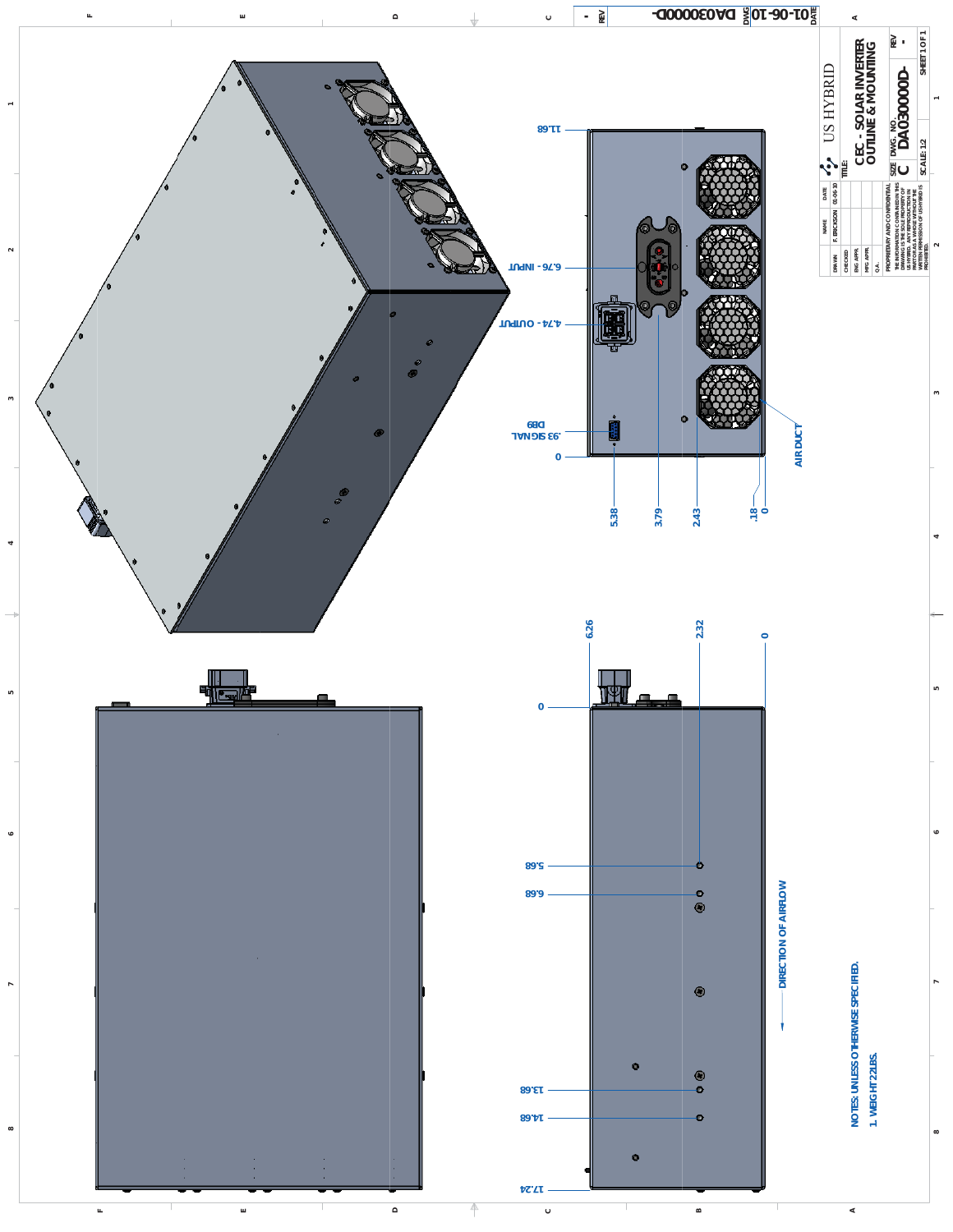US HYBRID

TITLE:

CEC - SOLAR INVERTER OUTLINE & MOUNTING

| | NAME | DATE |
|---|---|---|
| DRAWN | F. ERICKSON | 01-06-10 |
| CHECKED | | |
| ENG APPR. | | |
| MFG APPR. | | |
| Q.A. | | |

PROPRIETARY AND CONFIDENTIAL

THE INFORMATION CONTAINED IN THIS DRAWING IS THE SOLE PROPERTY OF US HYBRID. ANY REPRODUCTION IN PART OR AS A WHOLE WITHOUT THE WRITTEN PERMISSION OF USHYBRID IS PROHIBITED.

SIZE: C

DWG. NO.: DA030000D-

REV: -

SCALE: 1:2

SHEET 1 OF 1

DWG: DA030000D-

DATE: 01-06-10

REV: -

11.68

6.76 - INPUT

4.74 - OUTPUT

.93 SIGNAL DB9

0

5.38

3.79

2.43

.18

0

AIR DUCT

6.26

2.32

0

0

5.68

6.68

13.68

14.68

17.24

DIRECTION OF AIRFLOW

NOTES: UNLESS OTHERWISE SPECIFIED.

1. WEIGHT 22LBS.